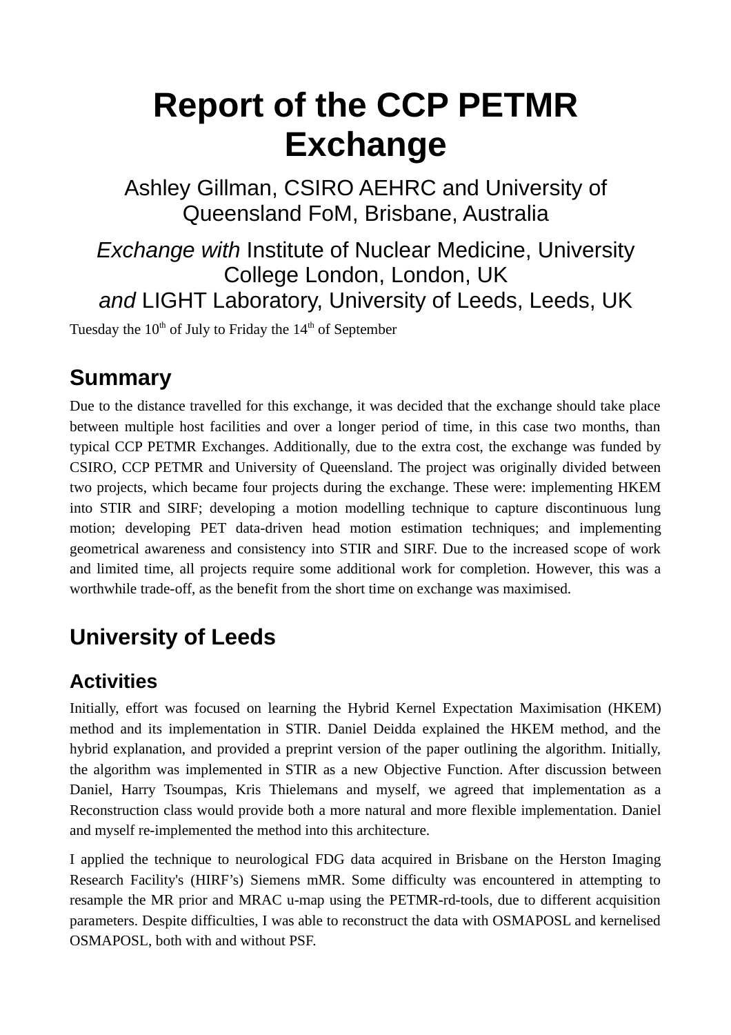# Report of the CCP PETMR Exchange

Ashley Gillman, CSIRO AEHRC and University of Queensland FoM, Brisbane, Australia

*Exchange with* Institute of Nuclear Medicine, University College London, London, UK
*and* LIGHT Laboratory, University of Leeds, Leeds, UK

Tuesday the 10th of July to Friday the 14th of September

## Summary

Due to the distance travelled for this exchange, it was decided that the exchange should take place between multiple host facilities and over a longer period of time, in this case two months, than typical CCP PETMR Exchanges. Additionally, due to the extra cost, the exchange was funded by CSIRO, CCP PETMR and University of Queensland. The project was originally divided between two projects, which became four projects during the exchange. These were: implementing HKEM into STIR and SIRF; developing a motion modelling technique to capture discontinuous lung motion; developing PET data-driven head motion estimation techniques; and implementing geometrical awareness and consistency into STIR and SIRF. Due to the increased scope of work and limited time, all projects require some additional work for completion. However, this was a worthwhile trade-off, as the benefit from the short time on exchange was maximised.

## University of Leeds

### Activities

Initially, effort was focused on learning the Hybrid Kernel Expectation Maximisation (HKEM) method and its implementation in STIR. Daniel Deidda explained the HKEM method, and the hybrid explanation, and provided a preprint version of the paper outlining the algorithm. Initially, the algorithm was implemented in STIR as a new Objective Function. After discussion between Daniel, Harry Tsoumpas, Kris Thielemans and myself, we agreed that implementation as a Reconstruction class would provide both a more natural and more flexible implementation. Daniel and myself re-implemented the method into this architecture.

I applied the technique to neurological FDG data acquired in Brisbane on the Herston Imaging Research Facility's (HIRF's) Siemens mMR. Some difficulty was encountered in attempting to resample the MR prior and MRAC u-map using the PETMR-rd-tools, due to different acquisition parameters. Despite difficulties, I was able to reconstruct the data with OSMAPOSL and kernelised OSMAPOSL, both with and without PSF.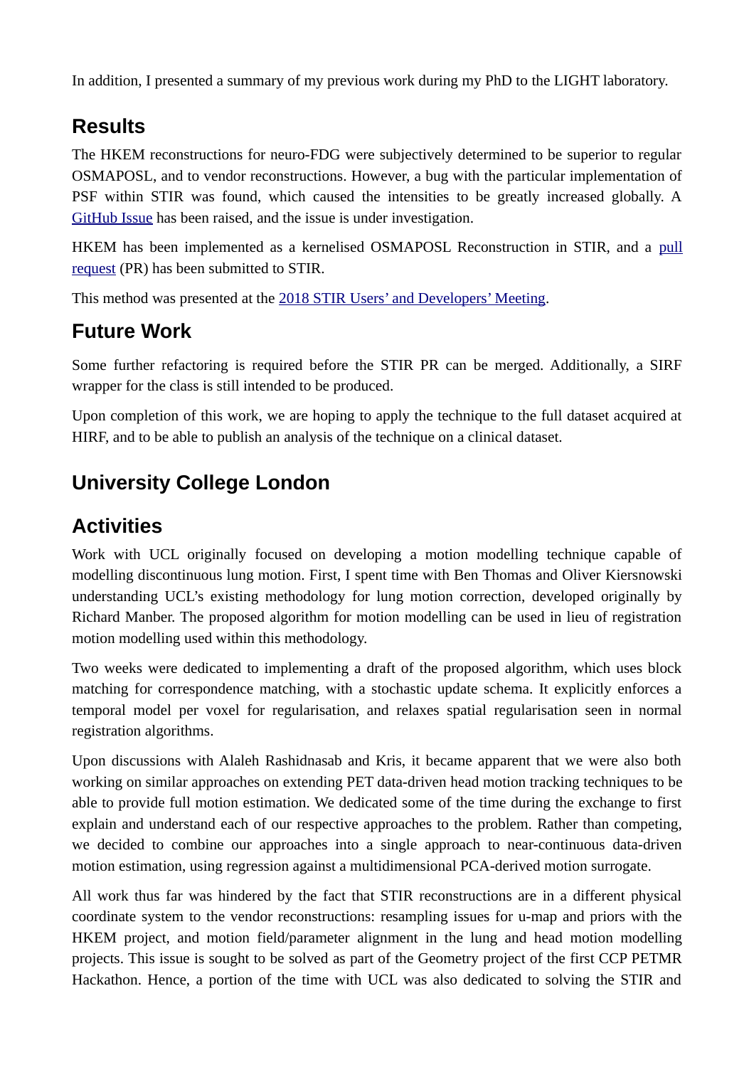In addition, I presented a summary of my previous work during my PhD to the LIGHT laboratory.

## Results

The HKEM reconstructions for neuro-FDG were subjectively determined to be superior to regular OSMAPOSL, and to vendor reconstructions. However, a bug with the particular implementation of PSF within STIR was found, which caused the intensities to be greatly increased globally. A GitHub Issue has been raised, and the issue is under investigation.

HKEM has been implemented as a kernelised OSMAPOSL Reconstruction in STIR, and a pull request (PR) has been submitted to STIR.

This method was presented at the 2018 STIR Users' and Developers' Meeting.

## Future Work

Some further refactoring is required before the STIR PR can be merged. Additionally, a SIRF wrapper for the class is still intended to be produced.

Upon completion of this work, we are hoping to apply the technique to the full dataset acquired at HIRF, and to be able to publish an analysis of the technique on a clinical dataset.

## University College London

## Activities

Work with UCL originally focused on developing a motion modelling technique capable of modelling discontinuous lung motion. First, I spent time with Ben Thomas and Oliver Kiersnowski understanding UCL's existing methodology for lung motion correction, developed originally by Richard Manber. The proposed algorithm for motion modelling can be used in lieu of registration motion modelling used within this methodology.

Two weeks were dedicated to implementing a draft of the proposed algorithm, which uses block matching for correspondence matching, with a stochastic update schema. It explicitly enforces a temporal model per voxel for regularisation, and relaxes spatial regularisation seen in normal registration algorithms.

Upon discussions with Alaleh Rashidnasab and Kris, it became apparent that we were also both working on similar approaches on extending PET data-driven head motion tracking techniques to be able to provide full motion estimation. We dedicated some of the time during the exchange to first explain and understand each of our respective approaches to the problem. Rather than competing, we decided to combine our approaches into a single approach to near-continuous data-driven motion estimation, using regression against a multidimensional PCA-derived motion surrogate.

All work thus far was hindered by the fact that STIR reconstructions are in a different physical coordinate system to the vendor reconstructions: resampling issues for u-map and priors with the HKEM project, and motion field/parameter alignment in the lung and head motion modelling projects. This issue is sought to be solved as part of the Geometry project of the first CCP PETMR Hackathon. Hence, a portion of the time with UCL was also dedicated to solving the STIR and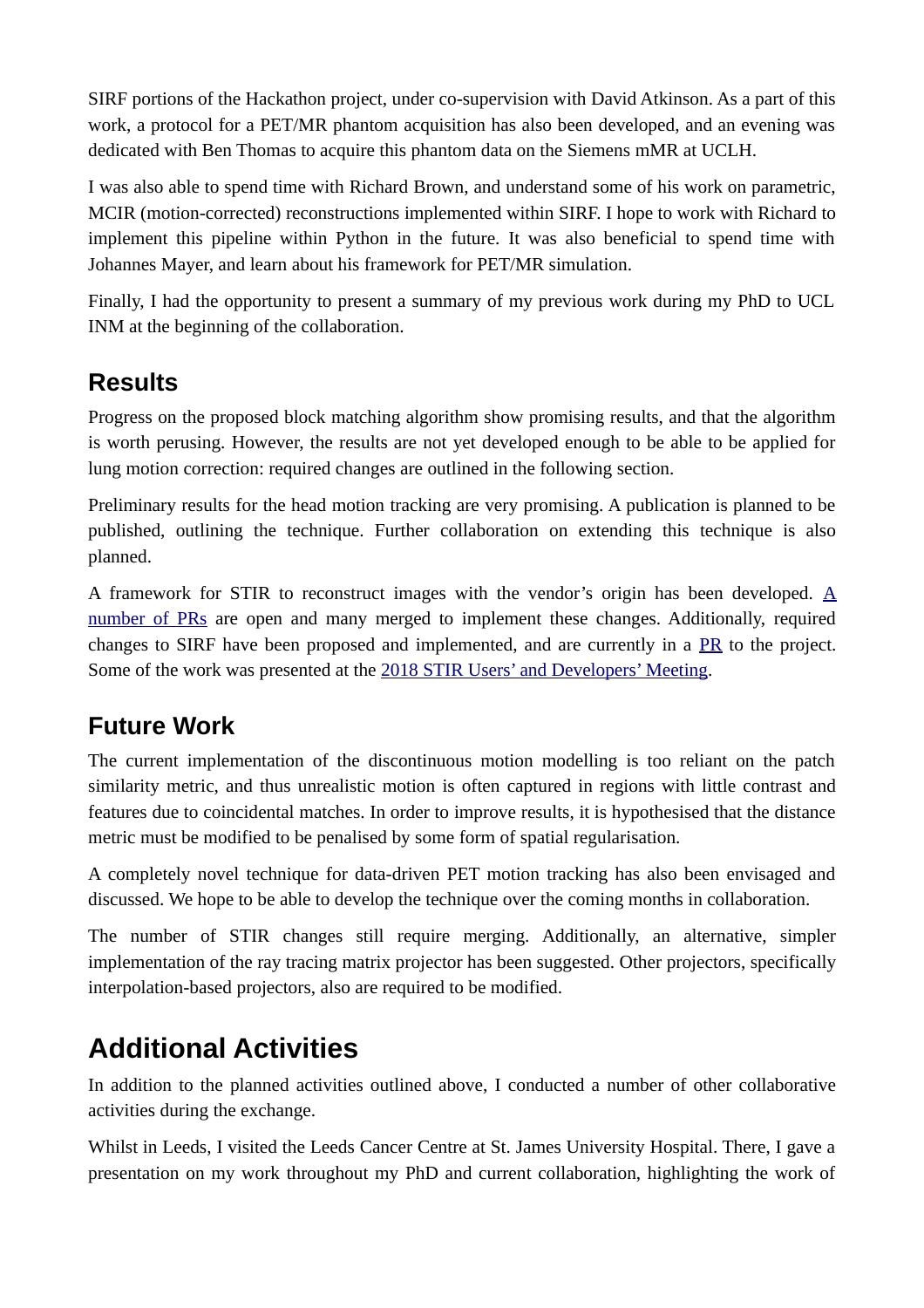SIRF portions of the Hackathon project, under co-supervision with David Atkinson. As a part of this work, a protocol for a PET/MR phantom acquisition has also been developed, and an evening was dedicated with Ben Thomas to acquire this phantom data on the Siemens mMR at UCLH.

I was also able to spend time with Richard Brown, and understand some of his work on parametric, MCIR (motion-corrected) reconstructions implemented within SIRF. I hope to work with Richard to implement this pipeline within Python in the future. It was also beneficial to spend time with Johannes Mayer, and learn about his framework for PET/MR simulation.

Finally, I had the opportunity to present a summary of my previous work during my PhD to UCL INM at the beginning of the collaboration.

## Results

Progress on the proposed block matching algorithm show promising results, and that the algorithm is worth perusing. However, the results are not yet developed enough to be able to be applied for lung motion correction: required changes are outlined in the following section.

Preliminary results for the head motion tracking are very promising. A publication is planned to be published, outlining the technique. Further collaboration on extending this technique is also planned.

A framework for STIR to reconstruct images with the vendor's origin has been developed. A number of PRs are open and many merged to implement these changes. Additionally, required changes to SIRF have been proposed and implemented, and are currently in a PR to the project. Some of the work was presented at the 2018 STIR Users' and Developers' Meeting.

## Future Work

The current implementation of the discontinuous motion modelling is too reliant on the patch similarity metric, and thus unrealistic motion is often captured in regions with little contrast and features due to coincidental matches. In order to improve results, it is hypothesised that the distance metric must be modified to be penalised by some form of spatial regularisation.

A completely novel technique for data-driven PET motion tracking has also been envisaged and discussed. We hope to be able to develop the technique over the coming months in collaboration.

The number of STIR changes still require merging. Additionally, an alternative, simpler implementation of the ray tracing matrix projector has been suggested. Other projectors, specifically interpolation-based projectors, also are required to be modified.

# Additional Activities

In addition to the planned activities outlined above, I conducted a number of other collaborative activities during the exchange.

Whilst in Leeds, I visited the Leeds Cancer Centre at St. James University Hospital. There, I gave a presentation on my work throughout my PhD and current collaboration, highlighting the work of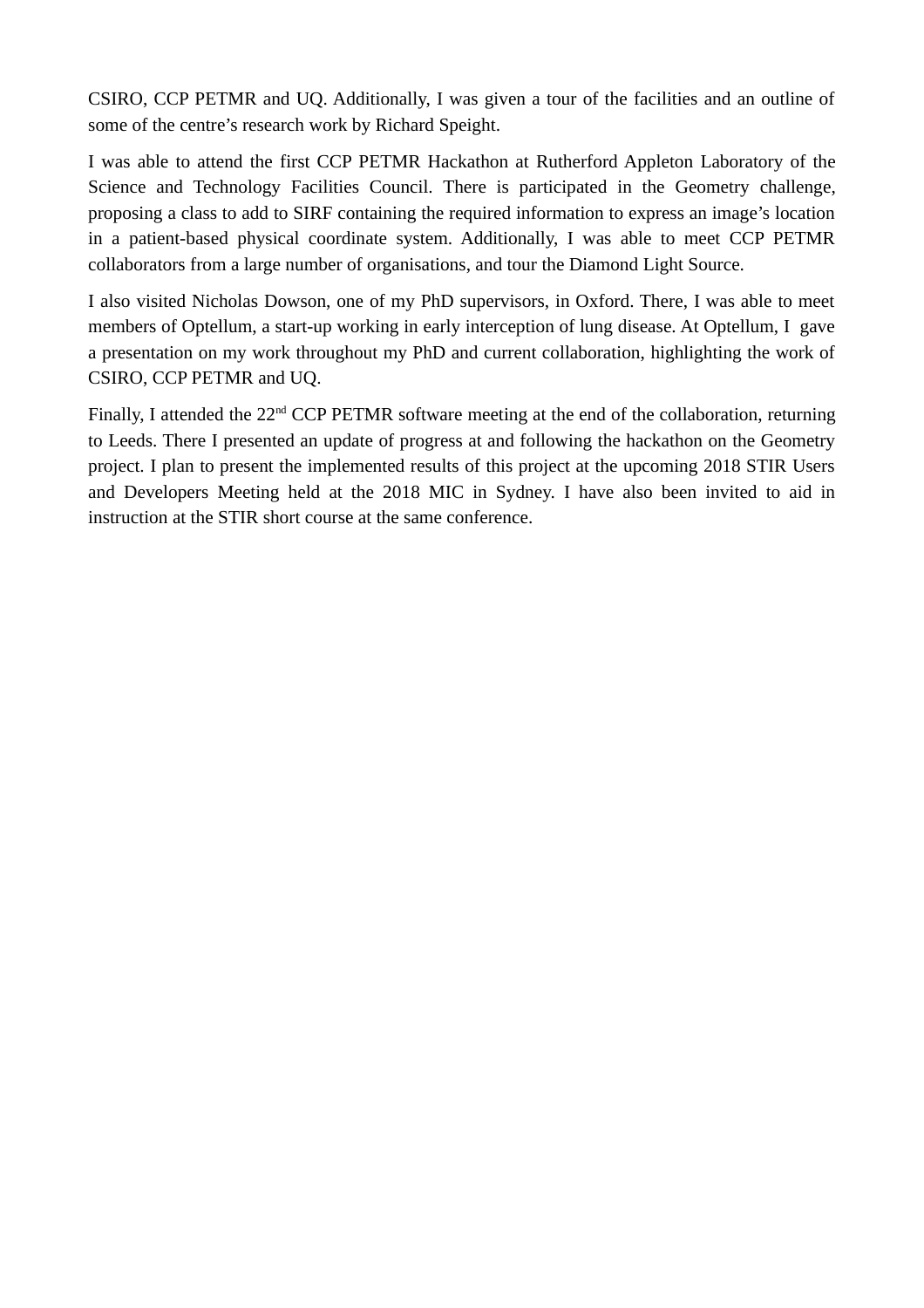CSIRO, CCP PETMR and UQ. Additionally, I was given a tour of the facilities and an outline of some of the centre's research work by Richard Speight.

I was able to attend the first CCP PETMR Hackathon at Rutherford Appleton Laboratory of the Science and Technology Facilities Council. There is participated in the Geometry challenge, proposing a class to add to SIRF containing the required information to express an image's location in a patient-based physical coordinate system. Additionally, I was able to meet CCP PETMR collaborators from a large number of organisations, and tour the Diamond Light Source.

I also visited Nicholas Dowson, one of my PhD supervisors, in Oxford. There, I was able to meet members of Optellum, a start-up working in early interception of lung disease. At Optellum, I gave a presentation on my work throughout my PhD and current collaboration, highlighting the work of CSIRO, CCP PETMR and UQ.

Finally, I attended the 22nd CCP PETMR software meeting at the end of the collaboration, returning to Leeds. There I presented an update of progress at and following the hackathon on the Geometry project. I plan to present the implemented results of this project at the upcoming 2018 STIR Users and Developers Meeting held at the 2018 MIC in Sydney. I have also been invited to aid in instruction at the STIR short course at the same conference.